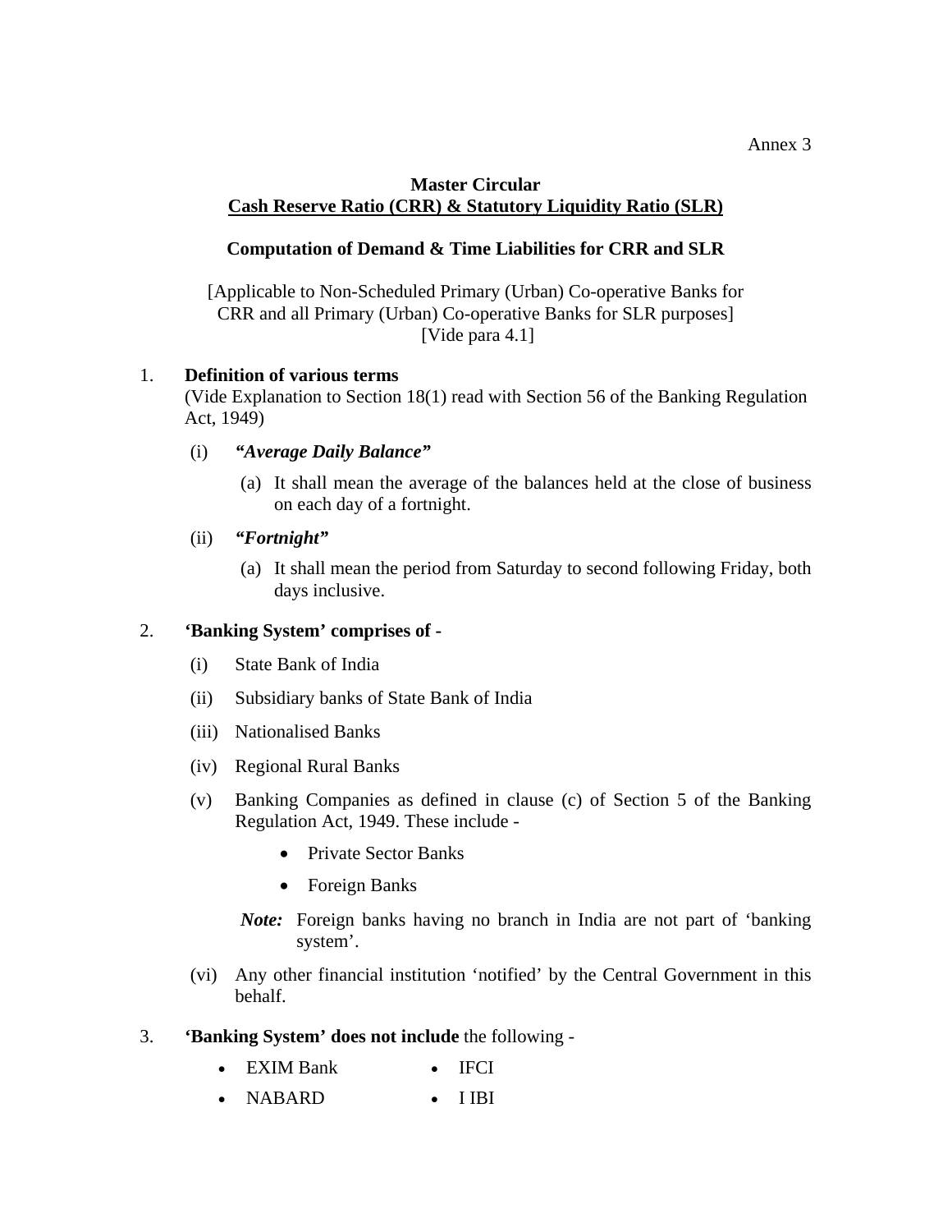Annex 3

**Master Circular**
**Cash Reserve Ratio (CRR) & Statutory Liquidity Ratio (SLR)**

**Computation of Demand & Time Liabilities for CRR and SLR**

[Applicable to Non-Scheduled Primary (Urban) Co-operative Banks for CRR and all Primary (Urban) Co-operative Banks for SLR purposes]
[Vide para 4.1]

1. **Definition of various terms**
   (Vide Explanation to Section 18(1) read with Section 56 of the Banking Regulation Act, 1949)

   (i) ***"Average Daily Balance"***

   (a) It shall mean the average of the balances held at the close of business on each day of a fortnight.

   (ii) ***"Fortnight"***

   (a) It shall mean the period from Saturday to second following Friday, both days inclusive.

2. **'Banking System' comprises of -**

   (i) State Bank of India

   (ii) Subsidiary banks of State Bank of India

   (iii) Nationalised Banks

   (iv) Regional Rural Banks

   (v) Banking Companies as defined in clause (c) of Section 5 of the Banking Regulation Act, 1949. These include -

   - Private Sector Banks
   - Foreign Banks

   ***Note:*** Foreign banks having no branch in India are not part of 'banking system'.

   (vi) Any other financial institution 'notified' by the Central Government in this behalf.

3. **'Banking System' does not include** the following -

   - EXIM Bank
   - IFCI
   - NABARD
   - I IBI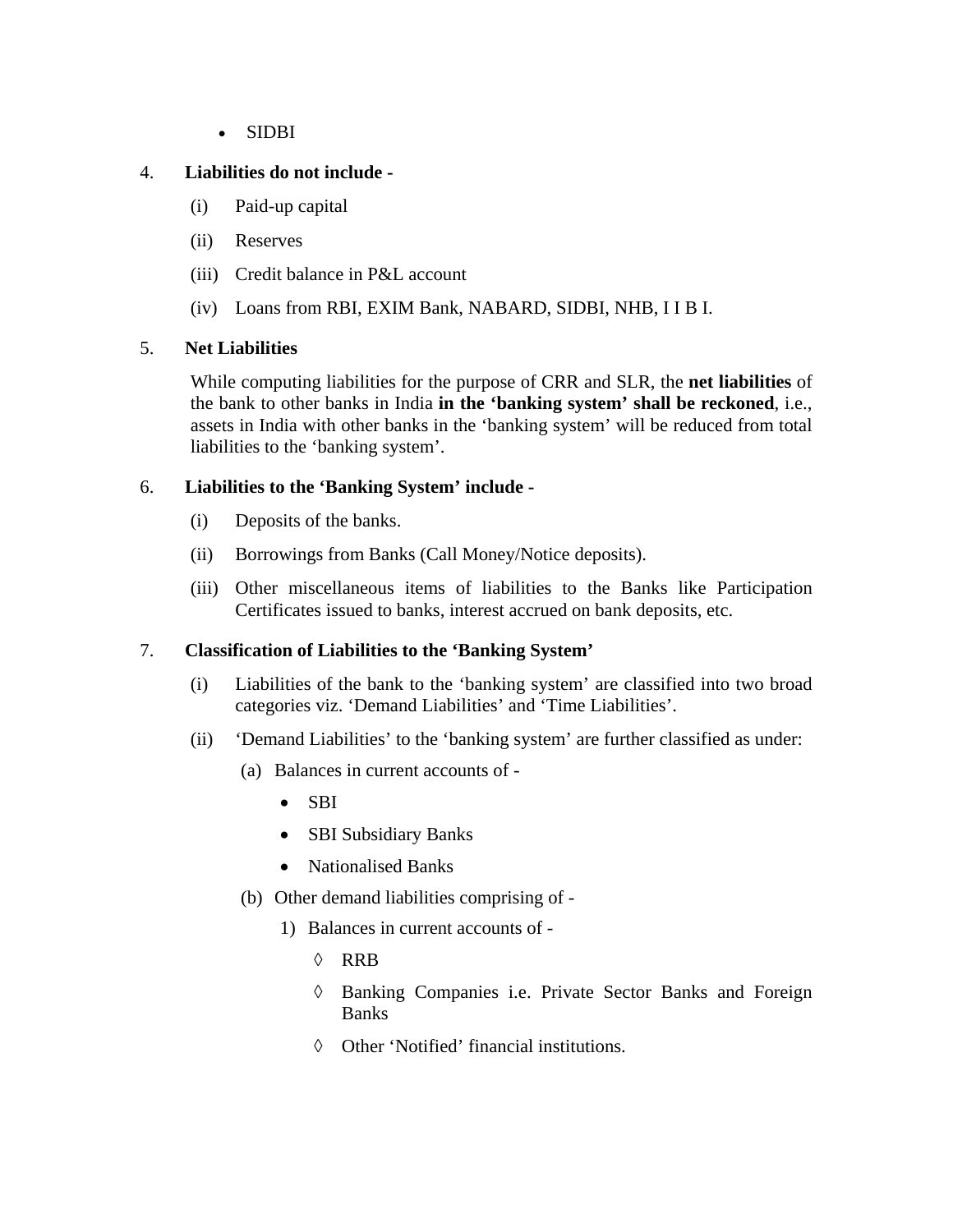- SIDBI

4. **Liabilities do not include -**

   (i) Paid-up capital

   (ii) Reserves

   (iii) Credit balance in P&L account

   (iv) Loans from RBI, EXIM Bank, NABARD, SIDBI, NHB, I I B I.

5. **Net Liabilities**

   While computing liabilities for the purpose of CRR and SLR, the **net liabilities** of the bank to other banks in India **in the 'banking system' shall be reckoned**, i.e., assets in India with other banks in the 'banking system' will be reduced from total liabilities to the 'banking system'.

6. **Liabilities to the 'Banking System' include -**

   (i) Deposits of the banks.

   (ii) Borrowings from Banks (Call Money/Notice deposits).

   (iii) Other miscellaneous items of liabilities to the Banks like Participation Certificates issued to banks, interest accrued on bank deposits, etc.

7. **Classification of Liabilities to the 'Banking System'**

   (i) Liabilities of the bank to the 'banking system' are classified into two broad categories viz. 'Demand Liabilities' and 'Time Liabilities'.

   (ii) 'Demand Liabilities' to the 'banking system' are further classified as under:

      (a) Balances in current accounts of -

      - SBI
      - SBI Subsidiary Banks
      - Nationalised Banks

      (b) Other demand liabilities comprising of -

         1) Balances in current accounts of -

         ◊ RRB

         ◊ Banking Companies i.e. Private Sector Banks and Foreign Banks

         ◊ Other 'Notified' financial institutions.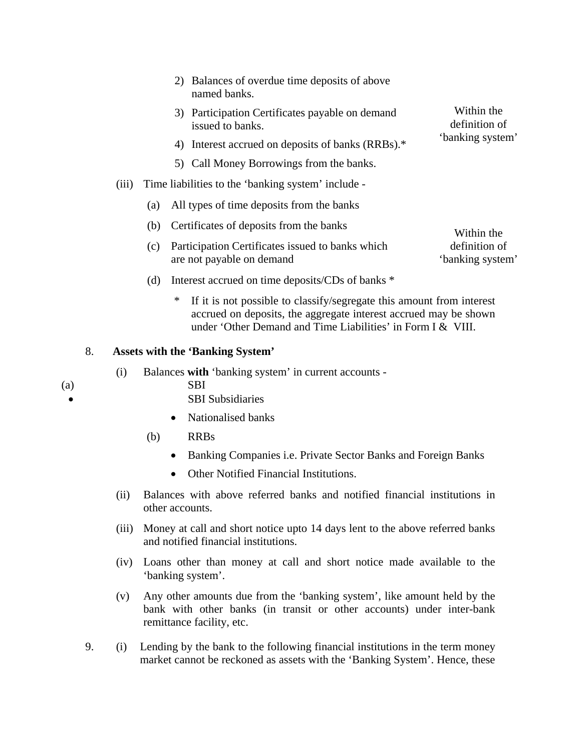2) Balances of overdue time deposits of above named banks.

3) Participation Certificates payable on demand issued to banks.

4) Interest accrued on deposits of banks (RRBs).*

5) Call Money Borrowings from the banks.

Within the definition of 'banking system'

(iii) Time liabilities to the 'banking system' include -

(a) All types of time deposits from the banks

(b) Certificates of deposits from the banks

(c) Participation Certificates issued to banks which are not payable on demand

(d) Interest accrued on time deposits/CDs of banks *

Within the definition of 'banking system'

\* If it is not possible to classify/segregate this amount from interest accrued on deposits, the aggregate interest accrued may be shown under 'Other Demand and Time Liabilities' in Form I & VIII.

8. **Assets with the 'Banking System'**

(i) Balances **with** 'banking system' in current accounts -

(a)
- SBI
- SBI Subsidiaries
- Nationalised banks

(b) RRBs
- Banking Companies i.e. Private Sector Banks and Foreign Banks
- Other Notified Financial Institutions.

(ii) Balances with above referred banks and notified financial institutions in other accounts.

(iii) Money at call and short notice upto 14 days lent to the above referred banks and notified financial institutions.

(iv) Loans other than money at call and short notice made available to the 'banking system'.

(v) Any other amounts due from the 'banking system', like amount held by the bank with other banks (in transit or other accounts) under inter-bank remittance facility, etc.

9. (i) Lending by the bank to the following financial institutions in the term money market cannot be reckoned as assets with the 'Banking System'. Hence, these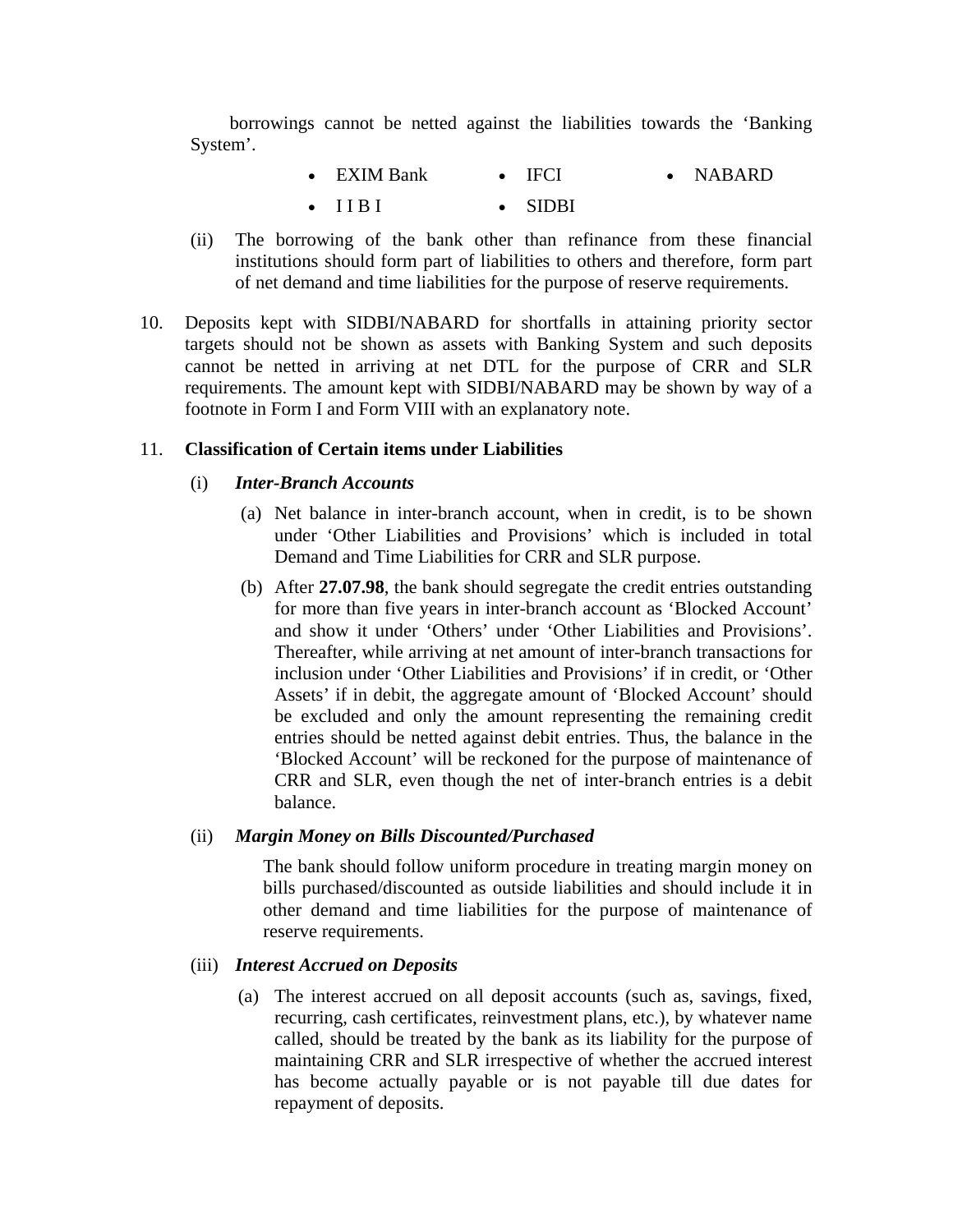borrowings cannot be netted against the liabilities towards the 'Banking System'.

- EXIM Bank
- IFCI
- NABARD
- I I B I
- SIDBI

(ii) The borrowing of the bank other than refinance from these financial institutions should form part of liabilities to others and therefore, form part of net demand and time liabilities for the purpose of reserve requirements.

10. Deposits kept with SIDBI/NABARD for shortfalls in attaining priority sector targets should not be shown as assets with Banking System and such deposits cannot be netted in arriving at net DTL for the purpose of CRR and SLR requirements. The amount kept with SIDBI/NABARD may be shown by way of a footnote in Form I and Form VIII with an explanatory note.

11. **Classification of Certain items under Liabilities**

(i) ***Inter-Branch Accounts***

(a) Net balance in inter-branch account, when in credit, is to be shown under 'Other Liabilities and Provisions' which is included in total Demand and Time Liabilities for CRR and SLR purpose.

(b) After **27.07.98**, the bank should segregate the credit entries outstanding for more than five years in inter-branch account as 'Blocked Account' and show it under 'Others' under 'Other Liabilities and Provisions'. Thereafter, while arriving at net amount of inter-branch transactions for inclusion under 'Other Liabilities and Provisions' if in credit, or 'Other Assets' if in debit, the aggregate amount of 'Blocked Account' should be excluded and only the amount representing the remaining credit entries should be netted against debit entries. Thus, the balance in the 'Blocked Account' will be reckoned for the purpose of maintenance of CRR and SLR, even though the net of inter-branch entries is a debit balance.

(ii) ***Margin Money on Bills Discounted/Purchased***

The bank should follow uniform procedure in treating margin money on bills purchased/discounted as outside liabilities and should include it in other demand and time liabilities for the purpose of maintenance of reserve requirements.

(iii) ***Interest Accrued on Deposits***

(a) The interest accrued on all deposit accounts (such as, savings, fixed, recurring, cash certificates, reinvestment plans, etc.), by whatever name called, should be treated by the bank as its liability for the purpose of maintaining CRR and SLR irrespective of whether the accrued interest has become actually payable or is not payable till due dates for repayment of deposits.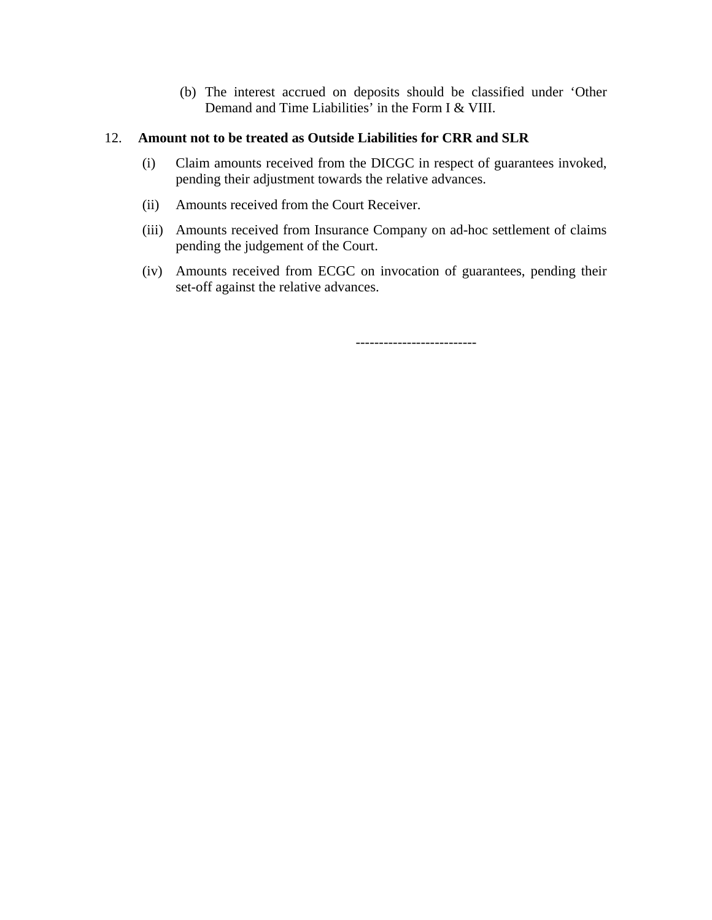(b) The interest accrued on deposits should be classified under 'Other Demand and Time Liabilities' in the Form I & VIII.

12. **Amount not to be treated as Outside Liabilities for CRR and SLR**

(i) Claim amounts received from the DICGC in respect of guarantees invoked, pending their adjustment towards the relative advances.

(ii) Amounts received from the Court Receiver.

(iii) Amounts received from Insurance Company on ad-hoc settlement of claims pending the judgement of the Court.

(iv) Amounts received from ECGC on invocation of guarantees, pending their set-off against the relative advances.

--------------------------